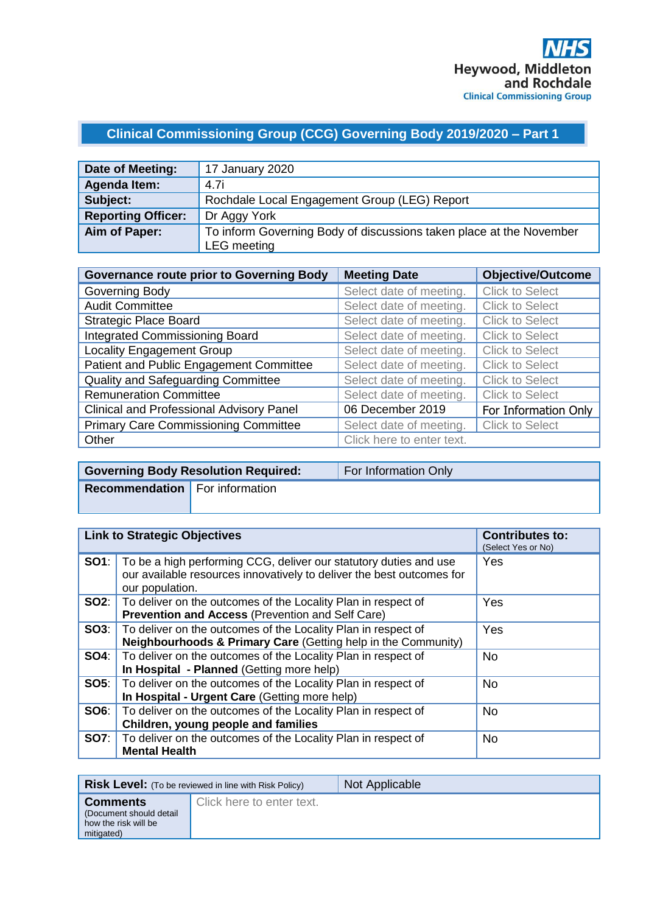NHS
Heywood, Middleton and Rochdale
Clinical Commissioning Group

## Clinical Commissioning Group (CCG) Governing Body 2019/2020 – Part 1

| | |
|---|---|
| **Date of Meeting:** | 17 January 2020 |
| **Agenda Item:** | 4.7i |
| **Subject:** | Rochdale Local Engagement Group (LEG) Report |
| **Reporting Officer:** | Dr Aggy York |
| **Aim of Paper:** | To inform Governing Body of discussions taken place at the November LEG meeting |

| Governance route prior to Governing Body | Meeting Date | Objective/Outcome |
|---|---|---|
| Governing Body | Select date of meeting. | Click to Select |
| Audit Committee | Select date of meeting. | Click to Select |
| Strategic Place Board | Select date of meeting. | Click to Select |
| Integrated Commissioning Board | Select date of meeting. | Click to Select |
| Locality Engagement Group | Select date of meeting. | Click to Select |
| Patient and Public Engagement Committee | Select date of meeting. | Click to Select |
| Quality and Safeguarding Committee | Select date of meeting. | Click to Select |
| Remuneration Committee | Select date of meeting. | Click to Select |
| Clinical and Professional Advisory Panel | 06 December 2019 | For Information Only |
| Primary Care Commissioning Committee | Select date of meeting. | Click to Select |
| Other | Click here to enter text. | |

| | |
|---|---|
| **Governing Body Resolution Required:** | For Information Only |
| **Recommendation** | For information |

| Link to Strategic Objectives | | Contributes to: (Select Yes or No) |
|---|---|---|
| **SO1**: | To be a high performing CCG, deliver our statutory duties and use our available resources innovatively to deliver the best outcomes for our population. | Yes |
| **SO2**: | To deliver on the outcomes of the Locality Plan in respect of **Prevention and Access** (Prevention and Self Care) | Yes |
| **SO3**: | To deliver on the outcomes of the Locality Plan in respect of **Neighbourhoods & Primary Care** (Getting help in the Community) | Yes |
| **SO4**: | To deliver on the outcomes of the Locality Plan in respect of **In Hospital - Planned** (Getting more help) | No |
| **SO5**: | To deliver on the outcomes of the Locality Plan in respect of **In Hospital - Urgent Care** (Getting more help) | No |
| **SO6**: | To deliver on the outcomes of the Locality Plan in respect of **Children, young people and families** | No |
| **SO7**: | To deliver on the outcomes of the Locality Plan in respect of **Mental Health** | No |

| | |
|---|---|
| **Risk Level:** (To be reviewed in line with Risk Policy) | Not Applicable |
| **Comments** (Document should detail how the risk will be mitigated) | Click here to enter text. |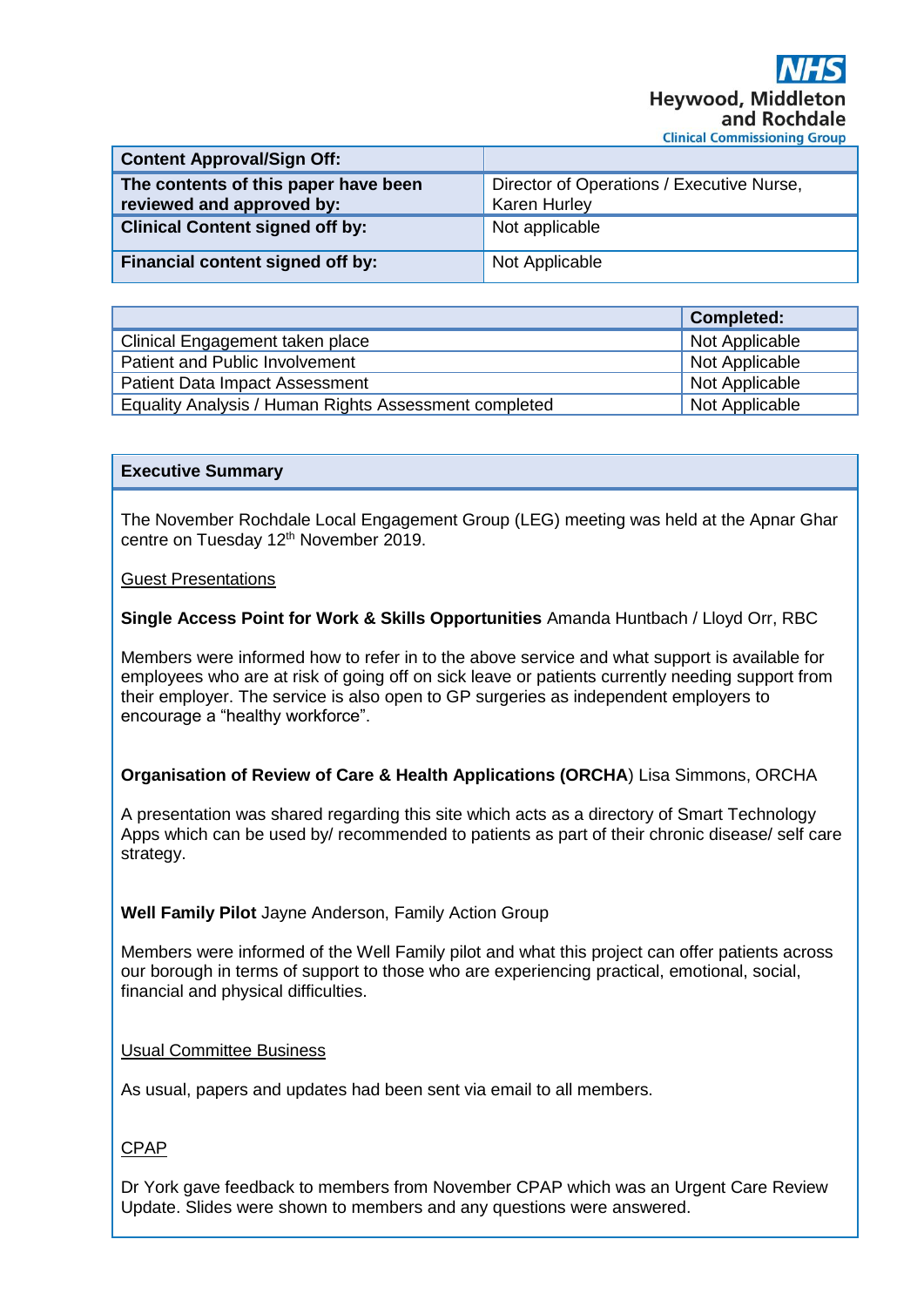Heywood, Middleton and Rochdale Clinical Commissioning Group

| Content Approval/Sign Off: | |
| --- | --- |
| The contents of this paper have been reviewed and approved by: | Director of Operations / Executive Nurse, Karen Hurley |
| Clinical Content signed off by: | Not applicable |
| Financial content signed off by: | Not Applicable |

| | Completed: |
| --- | --- |
| Clinical Engagement taken place | Not Applicable |
| Patient and Public Involvement | Not Applicable |
| Patient Data Impact Assessment | Not Applicable |
| Equality Analysis / Human Rights Assessment completed | Not Applicable |

## Executive Summary

The November Rochdale Local Engagement Group (LEG) meeting was held at the Apnar Ghar centre on Tuesday 12th November 2019.

Guest Presentations

**Single Access Point for Work & Skills Opportunities** Amanda Huntbach / Lloyd Orr, RBC

Members were informed how to refer in to the above service and what support is available for employees who are at risk of going off on sick leave or patients currently needing support from their employer. The service is also open to GP surgeries as independent employers to encourage a "healthy workforce".

**Organisation of Review of Care & Health Applications (ORCHA**) Lisa Simmons, ORCHA

A presentation was shared regarding this site which acts as a directory of Smart Technology Apps which can be used by/ recommended to patients as part of their chronic disease/ self care strategy.

**Well Family Pilot** Jayne Anderson, Family Action Group

Members were informed of the Well Family pilot and what this project can offer patients across our borough in terms of support to those who are experiencing practical, emotional, social, financial and physical difficulties.

Usual Committee Business

As usual, papers and updates had been sent via email to all members.

CPAP

Dr York gave feedback to members from November CPAP which was an Urgent Care Review Update. Slides were shown to members and any questions were answered.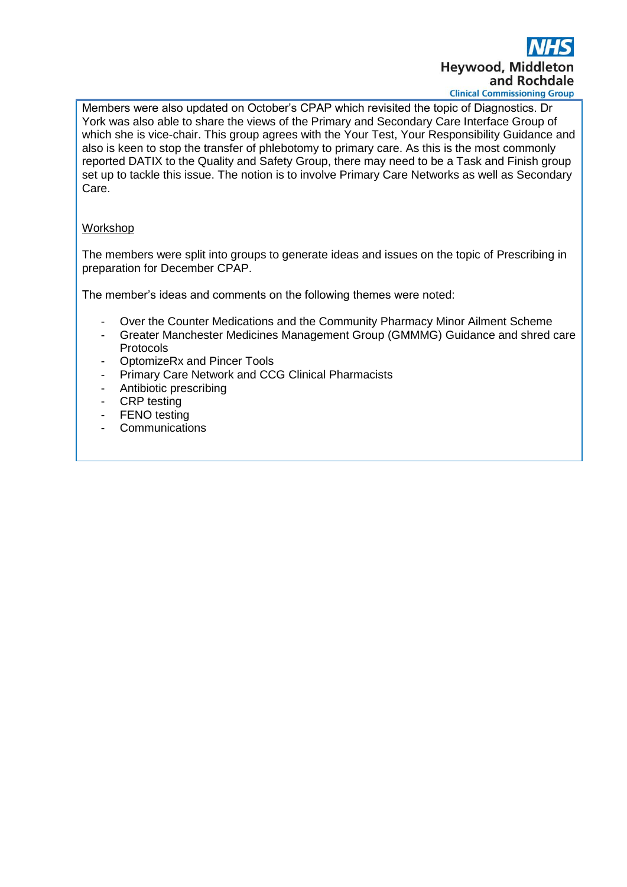Members were also updated on October's CPAP which revisited the topic of Diagnostics. Dr York was also able to share the views of the Primary and Secondary Care Interface Group of which she is vice-chair. This group agrees with the Your Test, Your Responsibility Guidance and also is keen to stop the transfer of phlebotomy to primary care. As this is the most commonly reported DATIX to the Quality and Safety Group, there may need to be a Task and Finish group set up to tackle this issue. The notion is to involve Primary Care Networks as well as Secondary Care.

<u>Workshop</u>

The members were split into groups to generate ideas and issues on the topic of Prescribing in preparation for December CPAP.

The member's ideas and comments on the following themes were noted:

- Over the Counter Medications and the Community Pharmacy Minor Ailment Scheme
- Greater Manchester Medicines Management Group (GMMMG) Guidance and shred care Protocols
- OptomizeRx and Pincer Tools
- Primary Care Network and CCG Clinical Pharmacists
- Antibiotic prescribing
- CRP testing
- FENO testing
- Communications